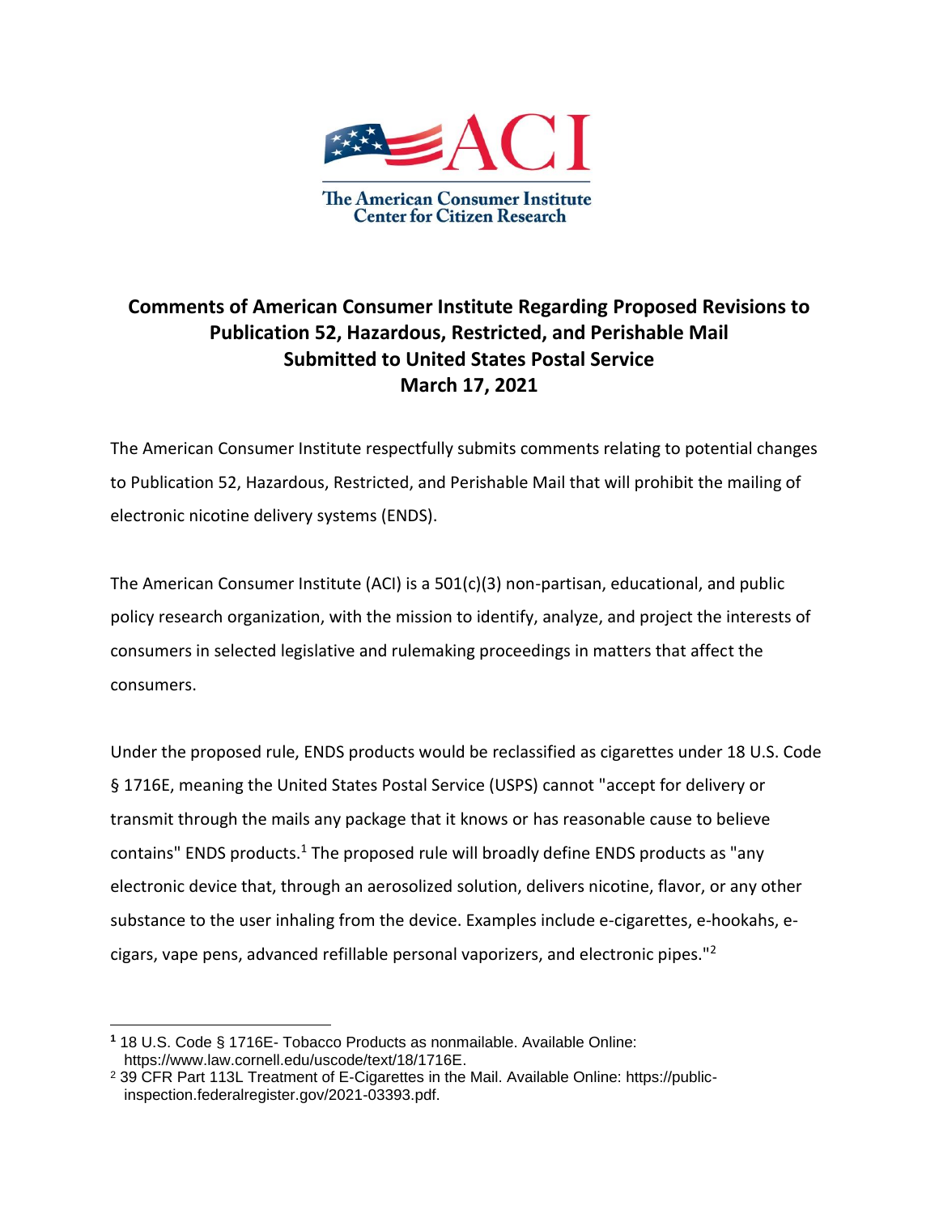ACI

The American Consumer Institute
Center for Citizen Research

**Comments of American Consumer Institute Regarding Proposed Revisions to Publication 52, Hazardous, Restricted, and Perishable Mail Submitted to United States Postal Service March 17, 2021**

The American Consumer Institute respectfully submits comments relating to potential changes to Publication 52, Hazardous, Restricted, and Perishable Mail that will prohibit the mailing of electronic nicotine delivery systems (ENDS).

The American Consumer Institute (ACI) is a 501(c)(3) non-partisan, educational, and public policy research organization, with the mission to identify, analyze, and project the interests of consumers in selected legislative and rulemaking proceedings in matters that affect the consumers.

Under the proposed rule, ENDS products would be reclassified as cigarettes under 18 U.S. Code § 1716E, meaning the United States Postal Service (USPS) cannot "accept for delivery or transmit through the mails any package that it knows or has reasonable cause to believe contains" ENDS products.[1] The proposed rule will broadly define ENDS products as "any electronic device that, through an aerosolized solution, delivers nicotine, flavor, or any other substance to the user inhaling from the device. Examples include e-cigarettes, e-hookahs, e-cigars, vape pens, advanced refillable personal vaporizers, and electronic pipes."[2]

---

[1] 18 U.S. Code § 1716E- Tobacco Products as nonmailable. Available Online: https://www.law.cornell.edu/uscode/text/18/1716E.

[2] 39 CFR Part 113L Treatment of E-Cigarettes in the Mail. Available Online: https://public-inspection.federalregister.gov/2021-03393.pdf.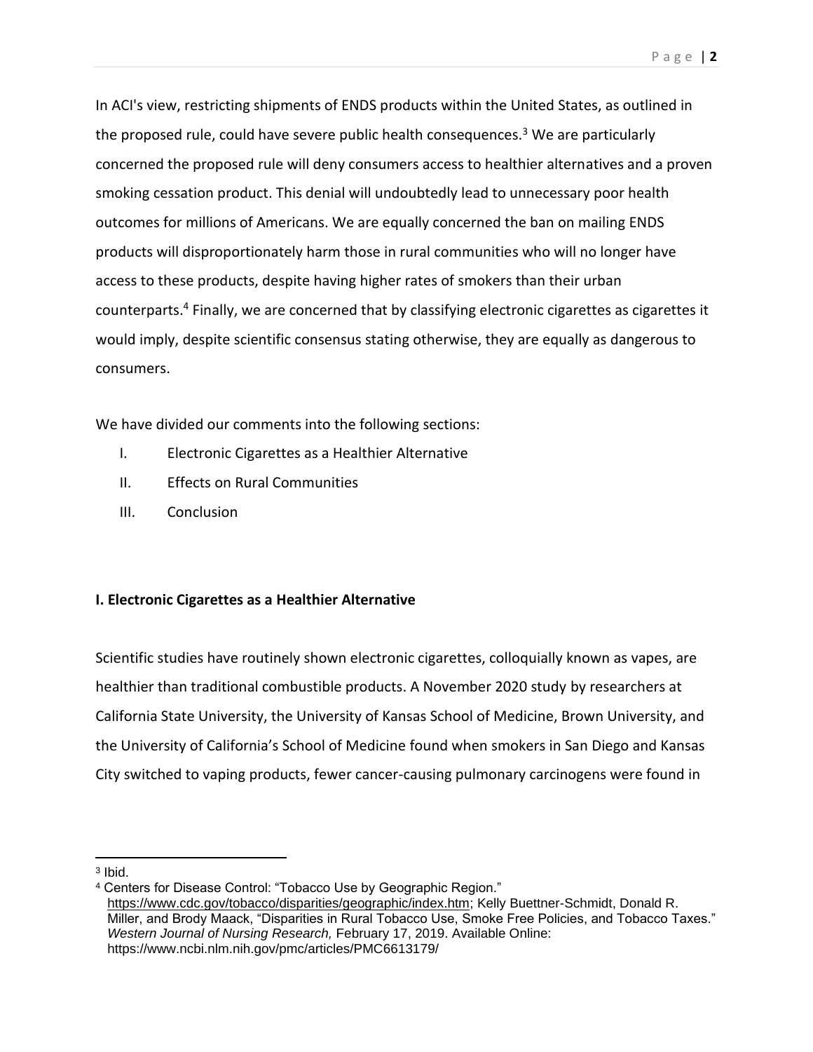In ACI's view, restricting shipments of ENDS products within the United States, as outlined in the proposed rule, could have severe public health consequences.[3] We are particularly concerned the proposed rule will deny consumers access to healthier alternatives and a proven smoking cessation product. This denial will undoubtedly lead to unnecessary poor health outcomes for millions of Americans. We are equally concerned the ban on mailing ENDS products will disproportionately harm those in rural communities who will no longer have access to these products, despite having higher rates of smokers than their urban counterparts.[4] Finally, we are concerned that by classifying electronic cigarettes as cigarettes it would imply, despite scientific consensus stating otherwise, they are equally as dangerous to consumers.

We have divided our comments into the following sections:

I. Electronic Cigarettes as a Healthier Alternative
II. Effects on Rural Communities
III. Conclusion

**I. Electronic Cigarettes as a Healthier Alternative**

Scientific studies have routinely shown electronic cigarettes, colloquially known as vapes, are healthier than traditional combustible products. A November 2020 study by researchers at California State University, the University of Kansas School of Medicine, Brown University, and the University of California's School of Medicine found when smokers in San Diego and Kansas City switched to vaping products, fewer cancer-causing pulmonary carcinogens were found in

---

[3] Ibid.

[4] Centers for Disease Control: "Tobacco Use by Geographic Region." https://www.cdc.gov/tobacco/disparities/geographic/index.htm; Kelly Buettner-Schmidt, Donald R. Miller, and Brody Maack, "Disparities in Rural Tobacco Use, Smoke Free Policies, and Tobacco Taxes." *Western Journal of Nursing Research,* February 17, 2019. Available Online: https://www.ncbi.nlm.nih.gov/pmc/articles/PMC6613179/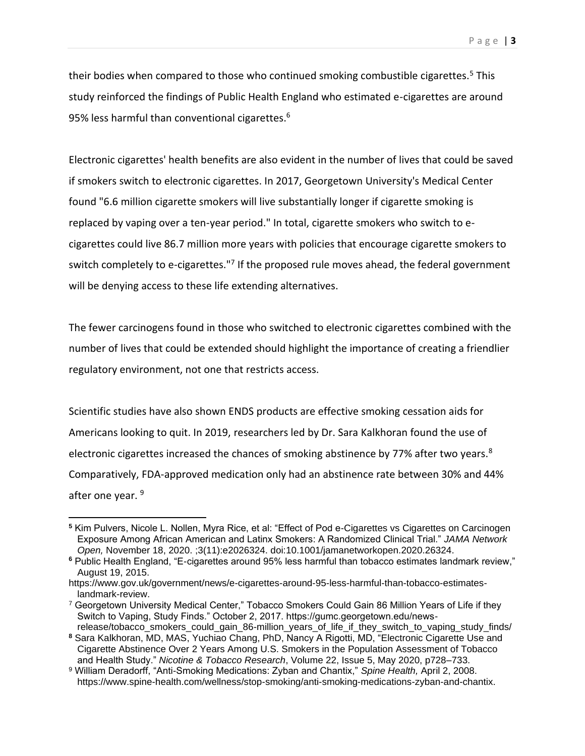their bodies when compared to those who continued smoking combustible cigarettes.[5] This study reinforced the findings of Public Health England who estimated e-cigarettes are around 95% less harmful than conventional cigarettes.[6]

Electronic cigarettes' health benefits are also evident in the number of lives that could be saved if smokers switch to electronic cigarettes. In 2017, Georgetown University's Medical Center found "6.6 million cigarette smokers will live substantially longer if cigarette smoking is replaced by vaping over a ten-year period." In total, cigarette smokers who switch to e-cigarettes could live 86.7 million more years with policies that encourage cigarette smokers to switch completely to e-cigarettes."[7] If the proposed rule moves ahead, the federal government will be denying access to these life extending alternatives.

The fewer carcinogens found in those who switched to electronic cigarettes combined with the number of lives that could be extended should highlight the importance of creating a friendlier regulatory environment, not one that restricts access.

Scientific studies have also shown ENDS products are effective smoking cessation aids for Americans looking to quit. In 2019, researchers led by Dr. Sara Kalkhoran found the use of electronic cigarettes increased the chances of smoking abstinence by 77% after two years.[8] Comparatively, FDA-approved medication only had an abstinence rate between 30% and 44% after one year. [9]

---

[5] Kim Pulvers, Nicole L. Nollen, Myra Rice, et al: "Effect of Pod e-Cigarettes vs Cigarettes on Carcinogen Exposure Among African American and Latinx Smokers: A Randomized Clinical Trial." *JAMA Network Open,* November 18, 2020. ;3(11):e2026324. doi:10.1001/jamanetworkopen.2020.26324.

[6] Public Health England, "E-cigarettes around 95% less harmful than tobacco estimates landmark review," August 19, 2015.
https://www.gov.uk/government/news/e-cigarettes-around-95-less-harmful-than-tobacco-estimates-landmark-review.

[7] Georgetown University Medical Center," Tobacco Smokers Could Gain 86 Million Years of Life if they Switch to Vaping, Study Finds." October 2, 2017. https://gumc.georgetown.edu/news-release/tobacco_smokers_could_gain_86-million_years_of_life_if_they_switch_to_vaping_study_finds/

[8] Sara Kalkhoran, MD, MAS, Yuchiao Chang, PhD, Nancy A Rigotti, MD, "Electronic Cigarette Use and Cigarette Abstinence Over 2 Years Among U.S. Smokers in the Population Assessment of Tobacco and Health Study." *Nicotine & Tobacco Research*, Volume 22, Issue 5, May 2020, p728–733.

[9] William Deradorff, "Anti-Smoking Medications: Zyban and Chantix," *Spine Health,* April 2, 2008. https://www.spine-health.com/wellness/stop-smoking/anti-smoking-medications-zyban-and-chantix.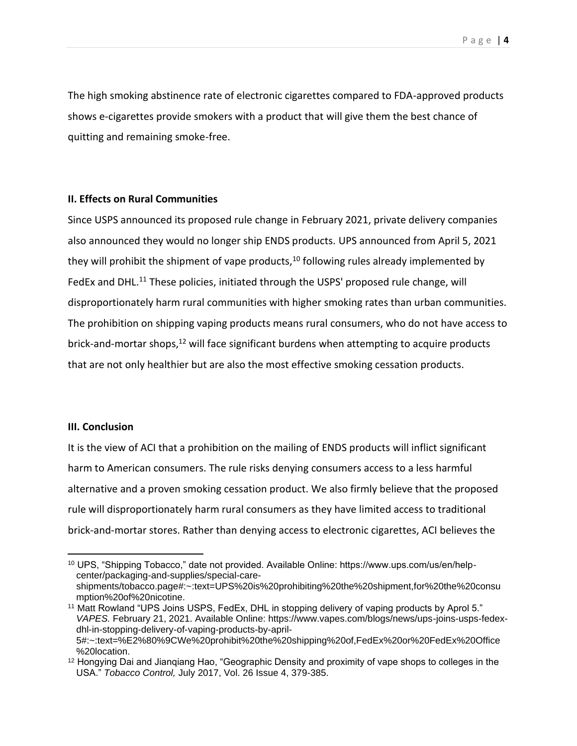The high smoking abstinence rate of electronic cigarettes compared to FDA-approved products shows e-cigarettes provide smokers with a product that will give them the best chance of quitting and remaining smoke-free.

**II. Effects on Rural Communities**

Since USPS announced its proposed rule change in February 2021, private delivery companies also announced they would no longer ship ENDS products. UPS announced from April 5, 2021 they will prohibit the shipment of vape products,[10] following rules already implemented by FedEx and DHL.[11] These policies, initiated through the USPS' proposed rule change, will disproportionately harm rural communities with higher smoking rates than urban communities. The prohibition on shipping vaping products means rural consumers, who do not have access to brick-and-mortar shops,[12] will face significant burdens when attempting to acquire products that are not only healthier but are also the most effective smoking cessation products.

**III. Conclusion**

It is the view of ACI that a prohibition on the mailing of ENDS products will inflict significant harm to American consumers. The rule risks denying consumers access to a less harmful alternative and a proven smoking cessation product. We also firmly believe that the proposed rule will disproportionately harm rural consumers as they have limited access to traditional brick-and-mortar stores. Rather than denying access to electronic cigarettes, ACI believes the

---

[10] UPS, "Shipping Tobacco," date not provided. Available Online: https://www.ups.com/us/en/help-center/packaging-and-supplies/special-care-shipments/tobacco.page#:~:text=UPS%20is%20prohibiting%20the%20shipment,for%20the%20consumption%20of%20nicotine.

[11] Matt Rowland "UPS Joins USPS, FedEx, DHL in stopping delivery of vaping products by Aprol 5." *VAPES.* February 21, 2021. Available Online: https://www.vapes.com/blogs/news/ups-joins-usps-fedex-dhl-in-stopping-delivery-of-vaping-products-by-april-5#:~:text=%E2%80%9CWe%20prohibit%20the%20shipping%20of,FedEx%20or%20FedEx%20Office%20location.

[12] Hongying Dai and Jianqiang Hao, "Geographic Density and proximity of vape shops to colleges in the USA." *Tobacco Control,* July 2017, Vol. 26 Issue 4, 379-385.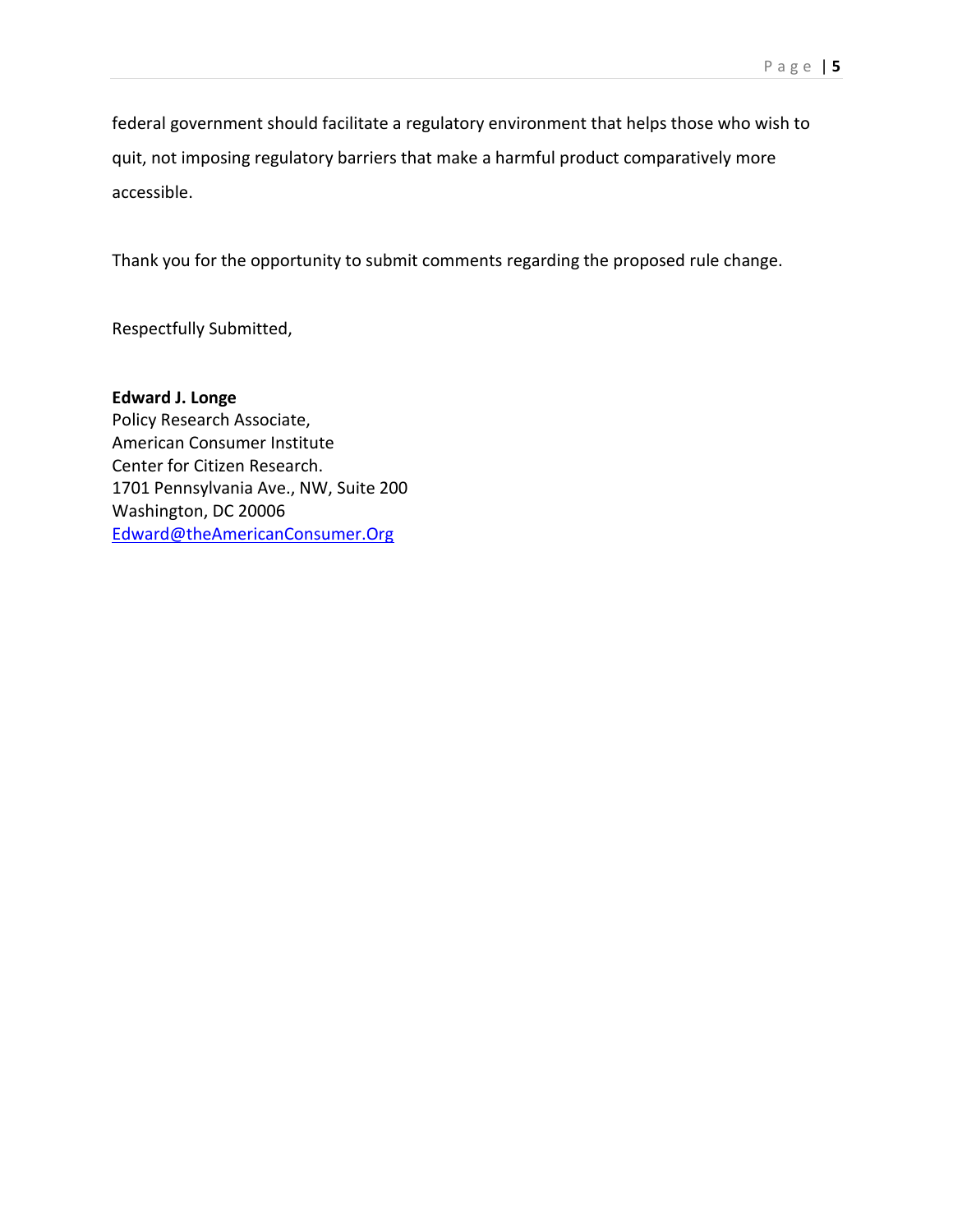federal government should facilitate a regulatory environment that helps those who wish to quit, not imposing regulatory barriers that make a harmful product comparatively more accessible.

Thank you for the opportunity to submit comments regarding the proposed rule change.

Respectfully Submitted,

**Edward J. Longe**
Policy Research Associate,
American Consumer Institute
Center for Citizen Research.
1701 Pennsylvania Ave., NW, Suite 200
Washington, DC 20006
Edward@theAmericanConsumer.Org